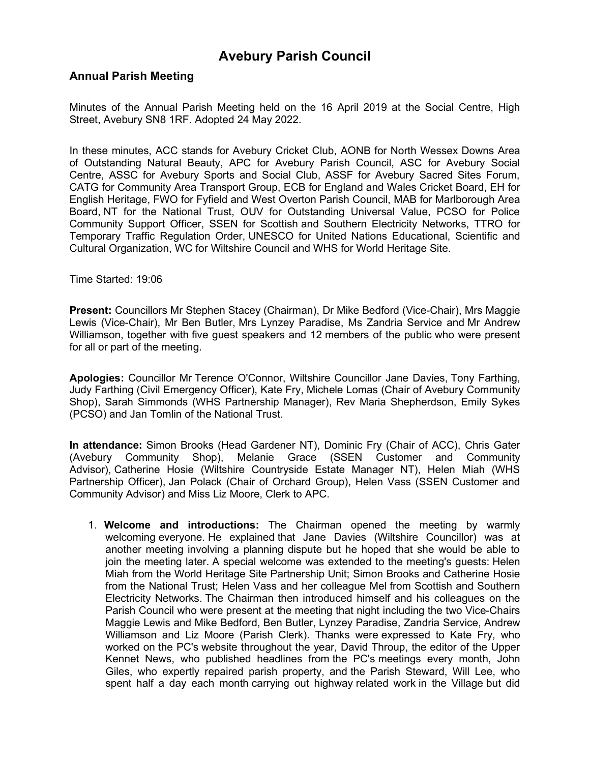# Avebury Parish Council

## Annual Parish Meeting

Minutes of the Annual Parish Meeting held on the 16 April 2019 at the Social Centre, High Street, Avebury SN8 1RF. Adopted 24 May 2022.

In these minutes, ACC stands for Avebury Cricket Club, AONB for North Wessex Downs Area of Outstanding Natural Beauty, APC for Avebury Parish Council, ASC for Avebury Social Centre, ASSC for Avebury Sports and Social Club, ASSF for Avebury Sacred Sites Forum, CATG for Community Area Transport Group, ECB for England and Wales Cricket Board, EH for English Heritage, FWO for Fyfield and West Overton Parish Council, MAB for Marlborough Area Board, NT for the National Trust, OUV for Outstanding Universal Value, PCSO for Police Community Support Officer, SSEN for Scottish and Southern Electricity Networks, TTRO for Temporary Traffic Regulation Order, UNESCO for United Nations Educational, Scientific and Cultural Organization, WC for Wiltshire Council and WHS for World Heritage Site.

Time Started: 19:06

**Present:** Councillors Mr Stephen Stacey (Chairman), Dr Mike Bedford (Vice-Chair), Mrs Maggie Lewis (Vice-Chair), Mr Ben Butler, Mrs Lynzey Paradise, Ms Zandria Service and Mr Andrew Williamson, together with five guest speakers and 12 members of the public who were present for all or part of the meeting.

**Apologies:** Councillor Mr Terence O'Connor, Wiltshire Councillor Jane Davies, Tony Farthing, Judy Farthing (Civil Emergency Officer), Kate Fry, Michele Lomas (Chair of Avebury Community Shop), Sarah Simmonds (WHS Partnership Manager), Rev Maria Shepherdson, Emily Sykes (PCSO) and Jan Tomlin of the National Trust.

**In attendance:** Simon Brooks (Head Gardener NT), Dominic Fry (Chair of ACC), Chris Gater (Avebury Community Shop), Melanie Grace (SSEN Customer and Community Advisor), Catherine Hosie (Wiltshire Countryside Estate Manager NT), Helen Miah (WHS Partnership Officer), Jan Polack (Chair of Orchard Group), Helen Vass (SSEN Customer and Community Advisor) and Miss Liz Moore, Clerk to APC.

1. **Welcome and introductions:** The Chairman opened the meeting by warmly welcoming everyone. He explained that Jane Davies (Wiltshire Councillor) was at another meeting involving a planning dispute but he hoped that she would be able to join the meeting later. A special welcome was extended to the meeting's guests: Helen Miah from the World Heritage Site Partnership Unit; Simon Brooks and Catherine Hosie from the National Trust; Helen Vass and her colleague Mel from Scottish and Southern Electricity Networks. The Chairman then introduced himself and his colleagues on the Parish Council who were present at the meeting that night including the two Vice-Chairs Maggie Lewis and Mike Bedford, Ben Butler, Lynzey Paradise, Zandria Service, Andrew Williamson and Liz Moore (Parish Clerk). Thanks were expressed to Kate Fry, who worked on the PC's website throughout the year, David Throup, the editor of the Upper Kennet News, who published headlines from the PC's meetings every month, John Giles, who expertly repaired parish property, and the Parish Steward, Will Lee, who spent half a day each month carrying out highway related work in the Village but did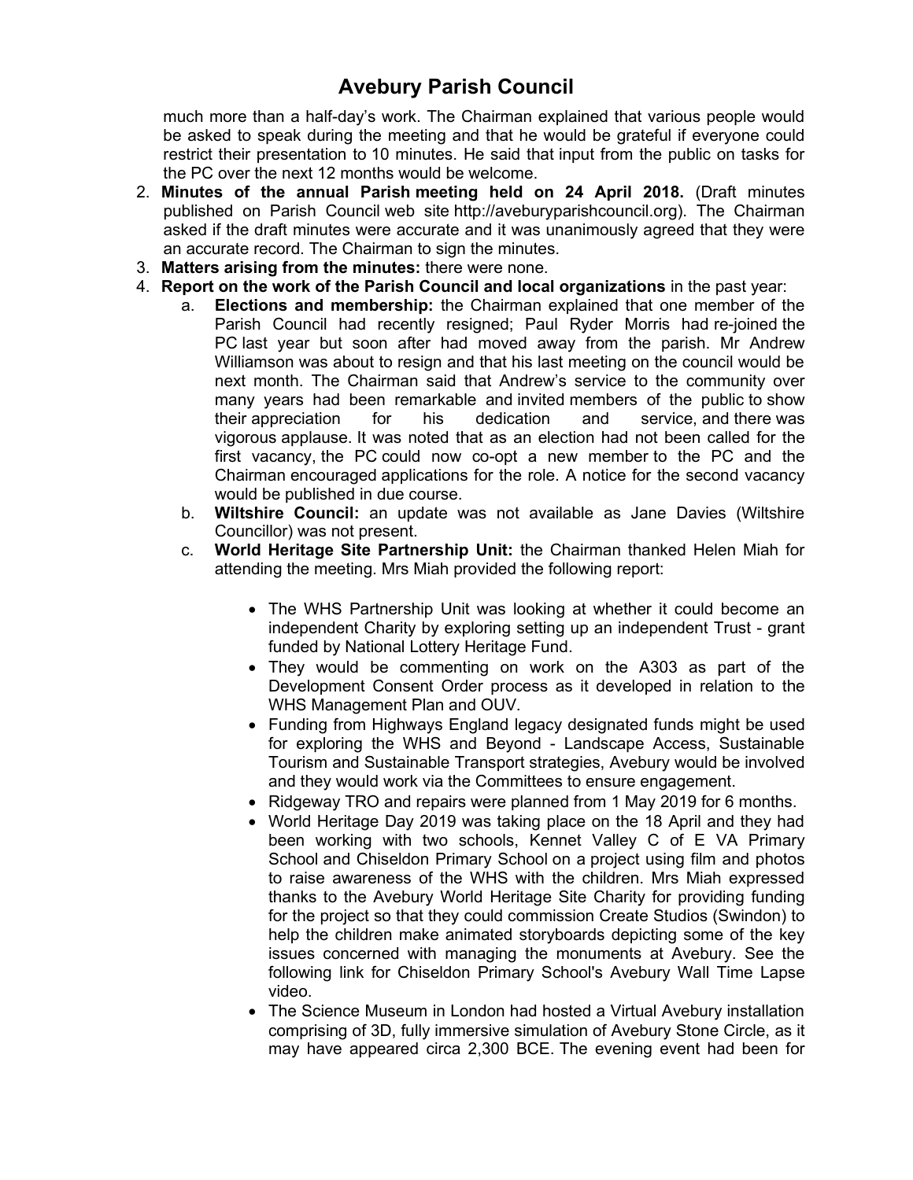much more than a half-day's work. The Chairman explained that various people would be asked to speak during the meeting and that he would be grateful if everyone could restrict their presentation to 10 minutes. He said that input from the public on tasks for the PC over the next 12 months would be welcome.

2. **Minutes of the annual Parish meeting held on 24 April 2018.** (Draft minutes published on Parish Council web site http://aveburyparishcouncil.org). The Chairman asked if the draft minutes were accurate and it was unanimously agreed that they were an accurate record. The Chairman to sign the minutes.
3. **Matters arising from the minutes:** there were none.
4. **Report on the work of the Parish Council and local organizations** in the past year:
   a. **Elections and membership:** the Chairman explained that one member of the Parish Council had recently resigned; Paul Ryder Morris had re-joined the PC last year but soon after had moved away from the parish. Mr Andrew Williamson was about to resign and that his last meeting on the council would be next month. The Chairman said that Andrew's service to the community over many years had been remarkable and invited members of the public to show their appreciation for his dedication and service, and there was vigorous applause. It was noted that as an election had not been called for the first vacancy, the PC could now co-opt a new member to the PC and the Chairman encouraged applications for the role. A notice for the second vacancy would be published in due course.
   b. **Wiltshire Council:** an update was not available as Jane Davies (Wiltshire Councillor) was not present.
   c. **World Heritage Site Partnership Unit:** the Chairman thanked Helen Miah for attending the meeting. Mrs Miah provided the following report:

      - The WHS Partnership Unit was looking at whether it could become an independent Charity by exploring setting up an independent Trust - grant funded by National Lottery Heritage Fund.
      - They would be commenting on work on the A303 as part of the Development Consent Order process as it developed in relation to the WHS Management Plan and OUV.
      - Funding from Highways England legacy designated funds might be used for exploring the WHS and Beyond - Landscape Access, Sustainable Tourism and Sustainable Transport strategies, Avebury would be involved and they would work via the Committees to ensure engagement.
      - Ridgeway TRO and repairs were planned from 1 May 2019 for 6 months.
      - World Heritage Day 2019 was taking place on the 18 April and they had been working with two schools, Kennet Valley C of E VA Primary School and Chiseldon Primary School on a project using film and photos to raise awareness of the WHS with the children. Mrs Miah expressed thanks to the Avebury World Heritage Site Charity for providing funding for the project so that they could commission Create Studios (Swindon) to help the children make animated storyboards depicting some of the key issues concerned with managing the monuments at Avebury. See the following link for Chiseldon Primary School's Avebury Wall Time Lapse video.
      - The Science Museum in London had hosted a Virtual Avebury installation comprising of 3D, fully immersive simulation of Avebury Stone Circle, as it may have appeared circa 2,300 BCE. The evening event had been for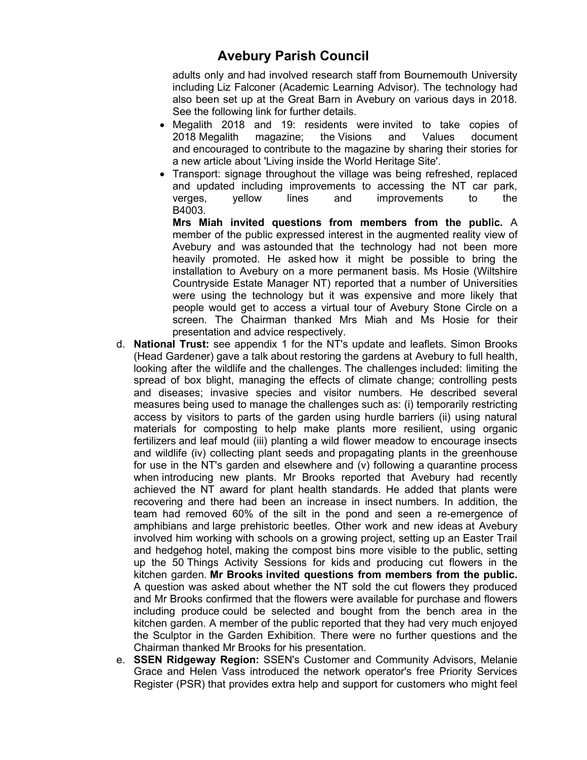adults only and had involved research staff from Bournemouth University including Liz Falconer (Academic Learning Advisor). The technology had also been set up at the Great Barn in Avebury on various days in 2018. See the following link for further details.

- Megalith 2018 and 19: residents were invited to take copies of 2018 Megalith magazine; the Visions and Values document and encouraged to contribute to the magazine by sharing their stories for a new article about 'Living inside the World Heritage Site'.
- Transport: signage throughout the village was being refreshed, replaced and updated including improvements to accessing the NT car park, verges, yellow lines and improvements to the B4003.

  **Mrs Miah invited questions from members from the public.** A member of the public expressed interest in the augmented reality view of Avebury and was astounded that the technology had not been more heavily promoted. He asked how it might be possible to bring the installation to Avebury on a more permanent basis. Ms Hosie (Wiltshire Countryside Estate Manager NT) reported that a number of Universities were using the technology but it was expensive and more likely that people would get to access a virtual tour of Avebury Stone Circle on a screen. The Chairman thanked Mrs Miah and Ms Hosie for their presentation and advice respectively.

d. **National Trust:** see appendix 1 for the NT's update and leaflets. Simon Brooks (Head Gardener) gave a talk about restoring the gardens at Avebury to full health, looking after the wildlife and the challenges. The challenges included: limiting the spread of box blight, managing the effects of climate change; controlling pests and diseases; invasive species and visitor numbers. He described several measures being used to manage the challenges such as: (i) temporarily restricting access by visitors to parts of the garden using hurdle barriers (ii) using natural materials for composting to help make plants more resilient, using organic fertilizers and leaf mould (iii) planting a wild flower meadow to encourage insects and wildlife (iv) collecting plant seeds and propagating plants in the greenhouse for use in the NT's garden and elsewhere and (v) following a quarantine process when introducing new plants. Mr Brooks reported that Avebury had recently achieved the NT award for plant health standards. He added that plants were recovering and there had been an increase in insect numbers. In addition, the team had removed 60% of the silt in the pond and seen a re-emergence of amphibians and large prehistoric beetles. Other work and new ideas at Avebury involved him working with schools on a growing project, setting up an Easter Trail and hedgehog hotel, making the compost bins more visible to the public, setting up the 50 Things Activity Sessions for kids and producing cut flowers in the kitchen garden. **Mr Brooks invited questions from members from the public.** A question was asked about whether the NT sold the cut flowers they produced and Mr Brooks confirmed that the flowers were available for purchase and flowers including produce could be selected and bought from the bench area in the kitchen garden. A member of the public reported that they had very much enjoyed the Sculptor in the Garden Exhibition. There were no further questions and the Chairman thanked Mr Brooks for his presentation.

e. **SSEN Ridgeway Region:** SSEN's Customer and Community Advisors, Melanie Grace and Helen Vass introduced the network operator's free Priority Services Register (PSR) that provides extra help and support for customers who might feel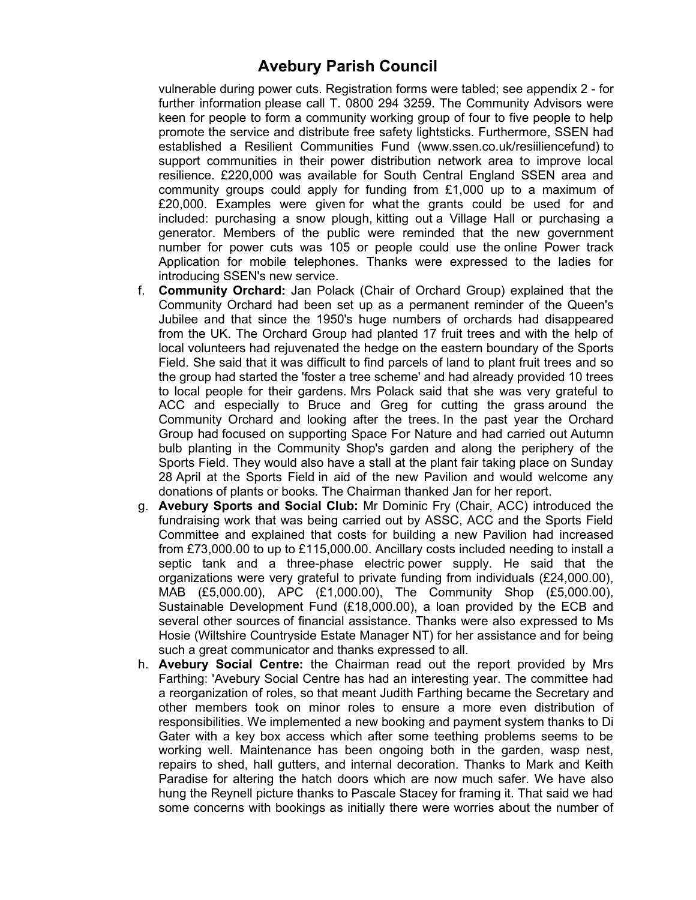vulnerable during power cuts. Registration forms were tabled; see appendix 2 - for further information please call T. 0800 294 3259. The Community Advisors were keen for people to form a community working group of four to five people to help promote the service and distribute free safety lightsticks. Furthermore, SSEN had established a Resilient Communities Fund (www.ssen.co.uk/resiiliencefund) to support communities in their power distribution network area to improve local resilience. £220,000 was available for South Central England SSEN area and community groups could apply for funding from £1,000 up to a maximum of £20,000. Examples were given for what the grants could be used for and included: purchasing a snow plough, kitting out a Village Hall or purchasing a generator. Members of the public were reminded that the new government number for power cuts was 105 or people could use the online Power track Application for mobile telephones. Thanks were expressed to the ladies for introducing SSEN's new service.

f. **Community Orchard:** Jan Polack (Chair of Orchard Group) explained that the Community Orchard had been set up as a permanent reminder of the Queen's Jubilee and that since the 1950's huge numbers of orchards had disappeared from the UK. The Orchard Group had planted 17 fruit trees and with the help of local volunteers had rejuvenated the hedge on the eastern boundary of the Sports Field. She said that it was difficult to find parcels of land to plant fruit trees and so the group had started the 'foster a tree scheme' and had already provided 10 trees to local people for their gardens. Mrs Polack said that she was very grateful to ACC and especially to Bruce and Greg for cutting the grass around the Community Orchard and looking after the trees. In the past year the Orchard Group had focused on supporting Space For Nature and had carried out Autumn bulb planting in the Community Shop's garden and along the periphery of the Sports Field. They would also have a stall at the plant fair taking place on Sunday 28 April at the Sports Field in aid of the new Pavilion and would welcome any donations of plants or books. The Chairman thanked Jan for her report.

g. **Avebury Sports and Social Club:** Mr Dominic Fry (Chair, ACC) introduced the fundraising work that was being carried out by ASSC, ACC and the Sports Field Committee and explained that costs for building a new Pavilion had increased from £73,000.00 to up to £115,000.00. Ancillary costs included needing to install a septic tank and a three-phase electric power supply. He said that the organizations were very grateful to private funding from individuals (£24,000.00), MAB (£5,000.00), APC (£1,000.00), The Community Shop (£5,000.00), Sustainable Development Fund (£18,000.00), a loan provided by the ECB and several other sources of financial assistance. Thanks were also expressed to Ms Hosie (Wiltshire Countryside Estate Manager NT) for her assistance and for being such a great communicator and thanks expressed to all.

h. **Avebury Social Centre:** the Chairman read out the report provided by Mrs Farthing: 'Avebury Social Centre has had an interesting year. The committee had a reorganization of roles, so that meant Judith Farthing became the Secretary and other members took on minor roles to ensure a more even distribution of responsibilities. We implemented a new booking and payment system thanks to Di Gater with a key box access which after some teething problems seems to be working well. Maintenance has been ongoing both in the garden, wasp nest, repairs to shed, hall gutters, and internal decoration. Thanks to Mark and Keith Paradise for altering the hatch doors which are now much safer. We have also hung the Reynell picture thanks to Pascale Stacey for framing it. That said we had some concerns with bookings as initially there were worries about the number of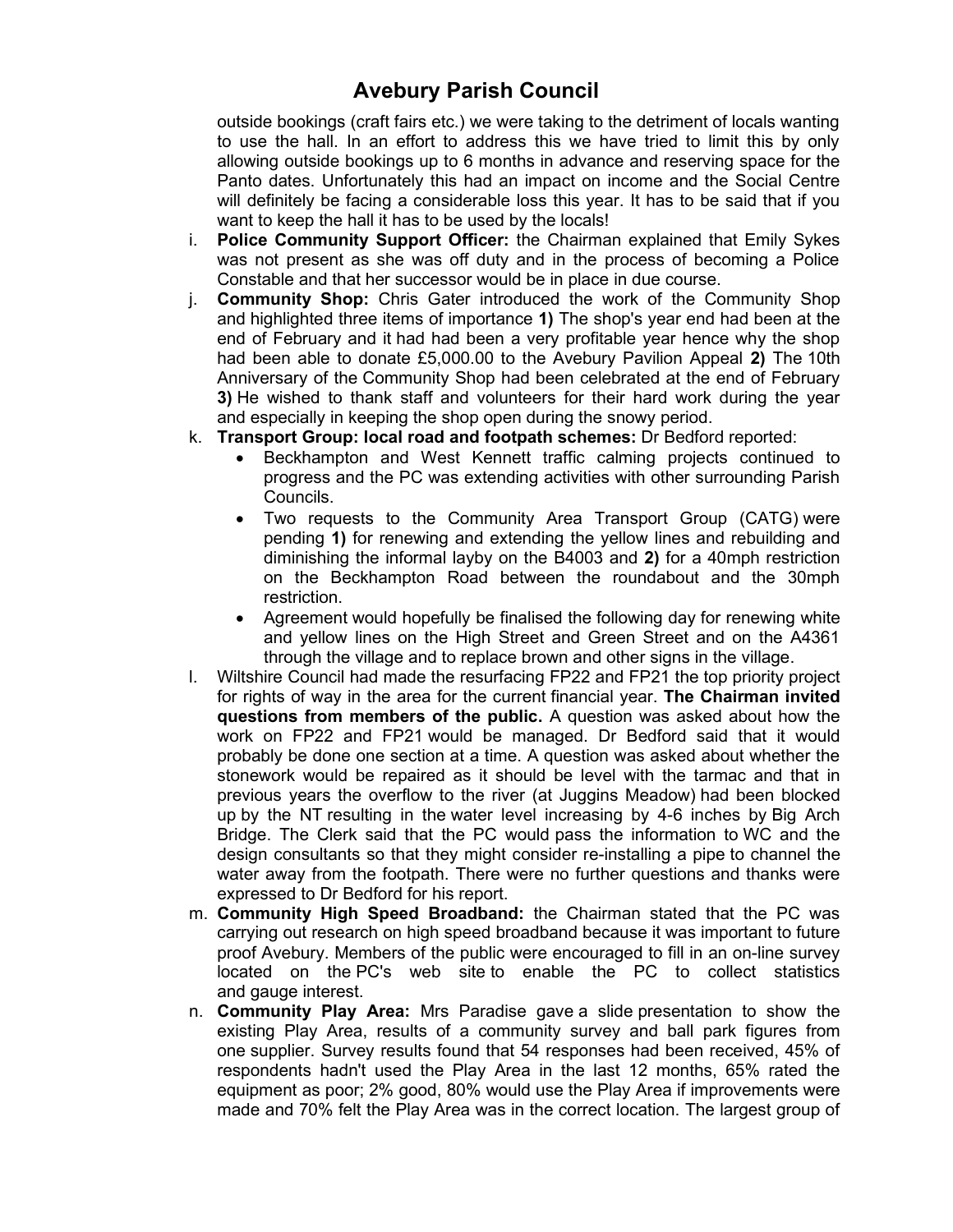outside bookings (craft fairs etc.) we were taking to the detriment of locals wanting to use the hall. In an effort to address this we have tried to limit this by only allowing outside bookings up to 6 months in advance and reserving space for the Panto dates. Unfortunately this had an impact on income and the Social Centre will definitely be facing a considerable loss this year. It has to be said that if you want to keep the hall it has to be used by the locals!

i. **Police Community Support Officer:** the Chairman explained that Emily Sykes was not present as she was off duty and in the process of becoming a Police Constable and that her successor would be in place in due course.

j. **Community Shop:** Chris Gater introduced the work of the Community Shop and highlighted three items of importance **1)** The shop's year end had been at the end of February and it had had been a very profitable year hence why the shop had been able to donate £5,000.00 to the Avebury Pavilion Appeal **2)** The 10th Anniversary of the Community Shop had been celebrated at the end of February **3)** He wished to thank staff and volunteers for their hard work during the year and especially in keeping the shop open during the snowy period.

k. **Transport Group: local road and footpath schemes:** Dr Bedford reported:
   - Beckhampton and West Kennett traffic calming projects continued to progress and the PC was extending activities with other surrounding Parish Councils.
   - Two requests to the Community Area Transport Group (CATG) were pending **1)** for renewing and extending the yellow lines and rebuilding and diminishing the informal layby on the B4003 and **2)** for a 40mph restriction on the Beckhampton Road between the roundabout and the 30mph restriction.
   - Agreement would hopefully be finalised the following day for renewing white and yellow lines on the High Street and Green Street and on the A4361 through the village and to replace brown and other signs in the village.

l. Wiltshire Council had made the resurfacing FP22 and FP21 the top priority project for rights of way in the area for the current financial year. **The Chairman invited questions from members of the public.** A question was asked about how the work on FP22 and FP21 would be managed. Dr Bedford said that it would probably be done one section at a time. A question was asked about whether the stonework would be repaired as it should be level with the tarmac and that in previous years the overflow to the river (at Juggins Meadow) had been blocked up by the NT resulting in the water level increasing by 4-6 inches by Big Arch Bridge. The Clerk said that the PC would pass the information to WC and the design consultants so that they might consider re-installing a pipe to channel the water away from the footpath. There were no further questions and thanks were expressed to Dr Bedford for his report.

m. **Community High Speed Broadband:** the Chairman stated that the PC was carrying out research on high speed broadband because it was important to future proof Avebury. Members of the public were encouraged to fill in an on-line survey located on the PC's web site to enable the PC to collect statistics and gauge interest.

n. **Community Play Area:** Mrs Paradise gave a slide presentation to show the existing Play Area, results of a community survey and ball park figures from one supplier. Survey results found that 54 responses had been received, 45% of respondents hadn't used the Play Area in the last 12 months, 65% rated the equipment as poor; 2% good, 80% would use the Play Area if improvements were made and 70% felt the Play Area was in the correct location. The largest group of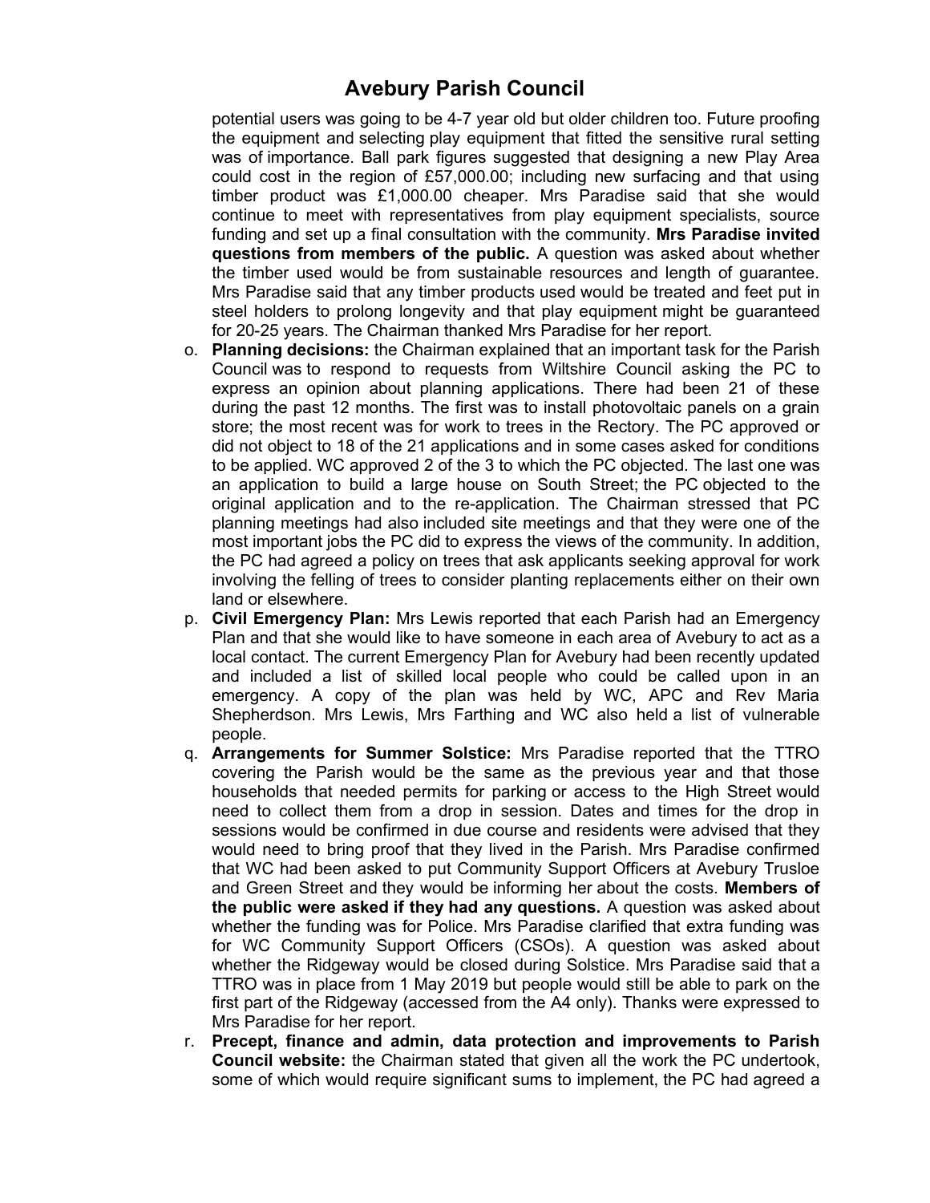potential users was going to be 4-7 year old but older children too. Future proofing the equipment and selecting play equipment that fitted the sensitive rural setting was of importance. Ball park figures suggested that designing a new Play Area could cost in the region of £57,000.00; including new surfacing and that using timber product was £1,000.00 cheaper. Mrs Paradise said that she would continue to meet with representatives from play equipment specialists, source funding and set up a final consultation with the community. **Mrs Paradise invited questions from members of the public.** A question was asked about whether the timber used would be from sustainable resources and length of guarantee. Mrs Paradise said that any timber products used would be treated and feet put in steel holders to prolong longevity and that play equipment might be guaranteed for 20-25 years. The Chairman thanked Mrs Paradise for her report.

o. **Planning decisions:** the Chairman explained that an important task for the Parish Council was to respond to requests from Wiltshire Council asking the PC to express an opinion about planning applications. There had been 21 of these during the past 12 months. The first was to install photovoltaic panels on a grain store; the most recent was for work to trees in the Rectory. The PC approved or did not object to 18 of the 21 applications and in some cases asked for conditions to be applied. WC approved 2 of the 3 to which the PC objected. The last one was an application to build a large house on South Street; the PC objected to the original application and to the re-application. The Chairman stressed that PC planning meetings had also included site meetings and that they were one of the most important jobs the PC did to express the views of the community. In addition, the PC had agreed a policy on trees that ask applicants seeking approval for work involving the felling of trees to consider planting replacements either on their own land or elsewhere.

p. **Civil Emergency Plan:** Mrs Lewis reported that each Parish had an Emergency Plan and that she would like to have someone in each area of Avebury to act as a local contact. The current Emergency Plan for Avebury had been recently updated and included a list of skilled local people who could be called upon in an emergency. A copy of the plan was held by WC, APC and Rev Maria Shepherdson. Mrs Lewis, Mrs Farthing and WC also held a list of vulnerable people.

q. **Arrangements for Summer Solstice:** Mrs Paradise reported that the TTRO covering the Parish would be the same as the previous year and that those households that needed permits for parking or access to the High Street would need to collect them from a drop in session. Dates and times for the drop in sessions would be confirmed in due course and residents were advised that they would need to bring proof that they lived in the Parish. Mrs Paradise confirmed that WC had been asked to put Community Support Officers at Avebury Trusloe and Green Street and they would be informing her about the costs. **Members of the public were asked if they had any questions.** A question was asked about whether the funding was for Police. Mrs Paradise clarified that extra funding was for WC Community Support Officers (CSOs). A question was asked about whether the Ridgeway would be closed during Solstice. Mrs Paradise said that a TTRO was in place from 1 May 2019 but people would still be able to park on the first part of the Ridgeway (accessed from the A4 only). Thanks were expressed to Mrs Paradise for her report.

r. **Precept, finance and admin, data protection and improvements to Parish Council website:** the Chairman stated that given all the work the PC undertook, some of which would require significant sums to implement, the PC had agreed a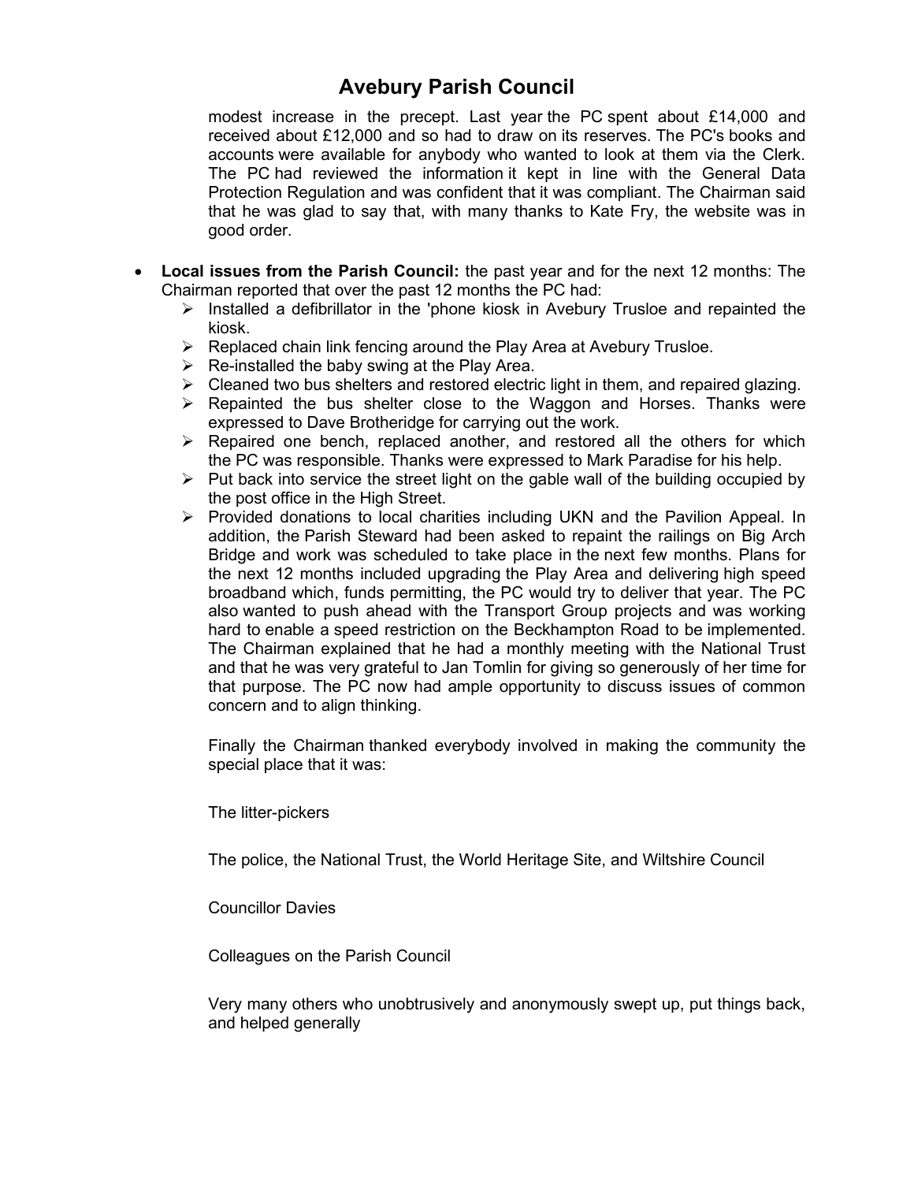modest increase in the precept. Last year the PC spent about £14,000 and received about £12,000 and so had to draw on its reserves. The PC's books and accounts were available for anybody who wanted to look at them via the Clerk. The PC had reviewed the information it kept in line with the General Data Protection Regulation and was confident that it was compliant. The Chairman said that he was glad to say that, with many thanks to Kate Fry, the website was in good order.

- **Local issues from the Parish Council:** the past year and for the next 12 months: The Chairman reported that over the past 12 months the PC had:
  - Installed a defibrillator in the 'phone kiosk in Avebury Trusloe and repainted the kiosk.
  - Replaced chain link fencing around the Play Area at Avebury Trusloe.
  - Re-installed the baby swing at the Play Area.
  - Cleaned two bus shelters and restored electric light in them, and repaired glazing.
  - Repainted the bus shelter close to the Waggon and Horses. Thanks were expressed to Dave Brotheridge for carrying out the work.
  - Repaired one bench, replaced another, and restored all the others for which the PC was responsible. Thanks were expressed to Mark Paradise for his help.
  - Put back into service the street light on the gable wall of the building occupied by the post office in the High Street.
  - Provided donations to local charities including UKN and the Pavilion Appeal. In addition, the Parish Steward had been asked to repaint the railings on Big Arch Bridge and work was scheduled to take place in the next few months. Plans for the next 12 months included upgrading the Play Area and delivering high speed broadband which, funds permitting, the PC would try to deliver that year. The PC also wanted to push ahead with the Transport Group projects and was working hard to enable a speed restriction on the Beckhampton Road to be implemented. The Chairman explained that he had a monthly meeting with the National Trust and that he was very grateful to Jan Tomlin for giving so generously of her time for that purpose. The PC now had ample opportunity to discuss issues of common concern and to align thinking.

  Finally the Chairman thanked everybody involved in making the community the special place that it was:

  The litter-pickers

  The police, the National Trust, the World Heritage Site, and Wiltshire Council

  Councillor Davies

  Colleagues on the Parish Council

  Very many others who unobtrusively and anonymously swept up, put things back, and helped generally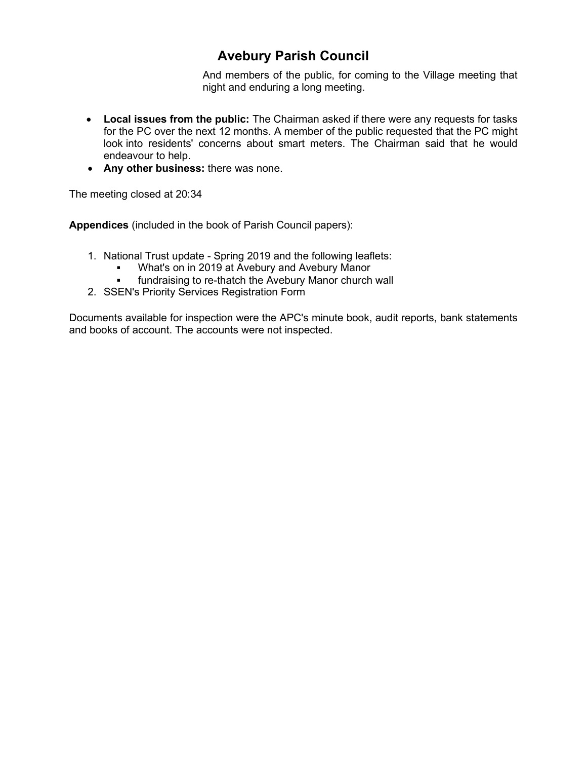And members of the public, for coming to the Village meeting that night and enduring a long meeting.

- **Local issues from the public:** The Chairman asked if there were any requests for tasks for the PC over the next 12 months. A member of the public requested that the PC might look into residents' concerns about smart meters. The Chairman said that he would endeavour to help.
- **Any other business:** there was none.

The meeting closed at 20:34

**Appendices** (included in the book of Parish Council papers):

1. National Trust update - Spring 2019 and the following leaflets:
   - What's on in 2019 at Avebury and Avebury Manor
   - fundraising to re-thatch the Avebury Manor church wall
2. SSEN's Priority Services Registration Form

Documents available for inspection were the APC's minute book, audit reports, bank statements and books of account. The accounts were not inspected.